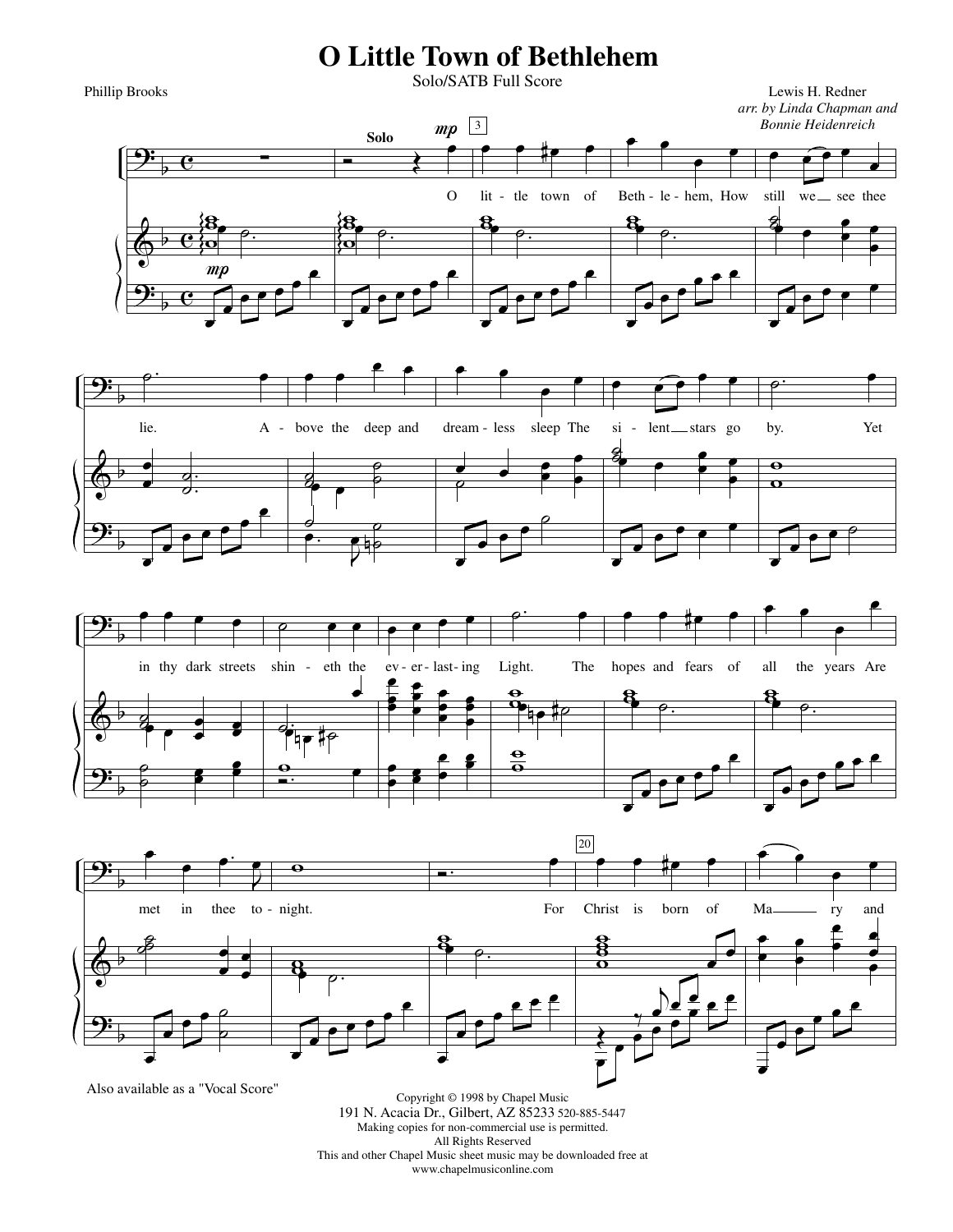# O Little Town of Bethlehem

Solo/SATB Full Score

Phillip Brooks

Lewis H. Redner
*arr. by Linda Chapman and Bonnie Heidenreich*

Solo

O lit - tle town of Beth - le - hem, How still we see thee lie. A - bove the deep and dream - less sleep The si - lent stars go by. Yet in thy dark streets shin - eth the ev - er - last - ing Light. The hopes and fears of all the years Are met in thee to - night. For Christ is born of Ma - ry and

Also available as a "Vocal Score"

Copyright © 1998 by Chapel Music
191 N. Acacia Dr., Gilbert, AZ 85233 520-885-5447
Making copies for non-commercial use is permitted.
All Rights Reserved
This and other Chapel Music sheet music may be downloaded free at
www.chapelmusiconline.com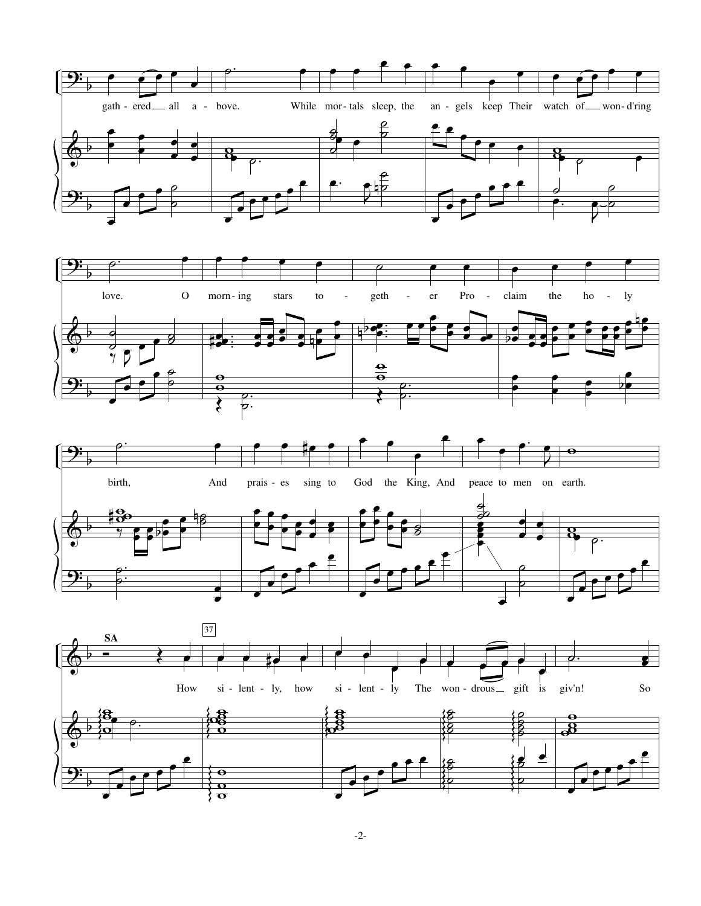gath - ered all a - bove. While mor - tals sleep, the an - gels keep Their watch of won - d'ring

love. O morn - ing stars to - geth - er Pro - claim the ho - ly

birth, And prais - es sing to God the King, And peace to men on earth.

**SA**

37

How si - lent - ly, how si - lent - ly The won - drous gift is giv'n! So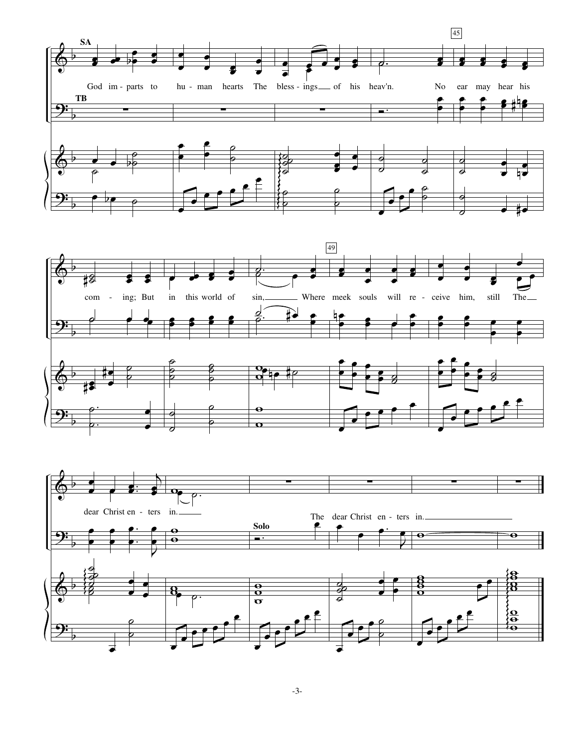**SA**

God im - parts to hu - man hearts The bless - ings of his heav'n. No ear may hear his

**TB**

45

com - ing; But in this world of sin, Where meek souls will re - ceive him, still The

49

dear Christ en - ters in.

**Solo**

The dear Christ en - ters in.